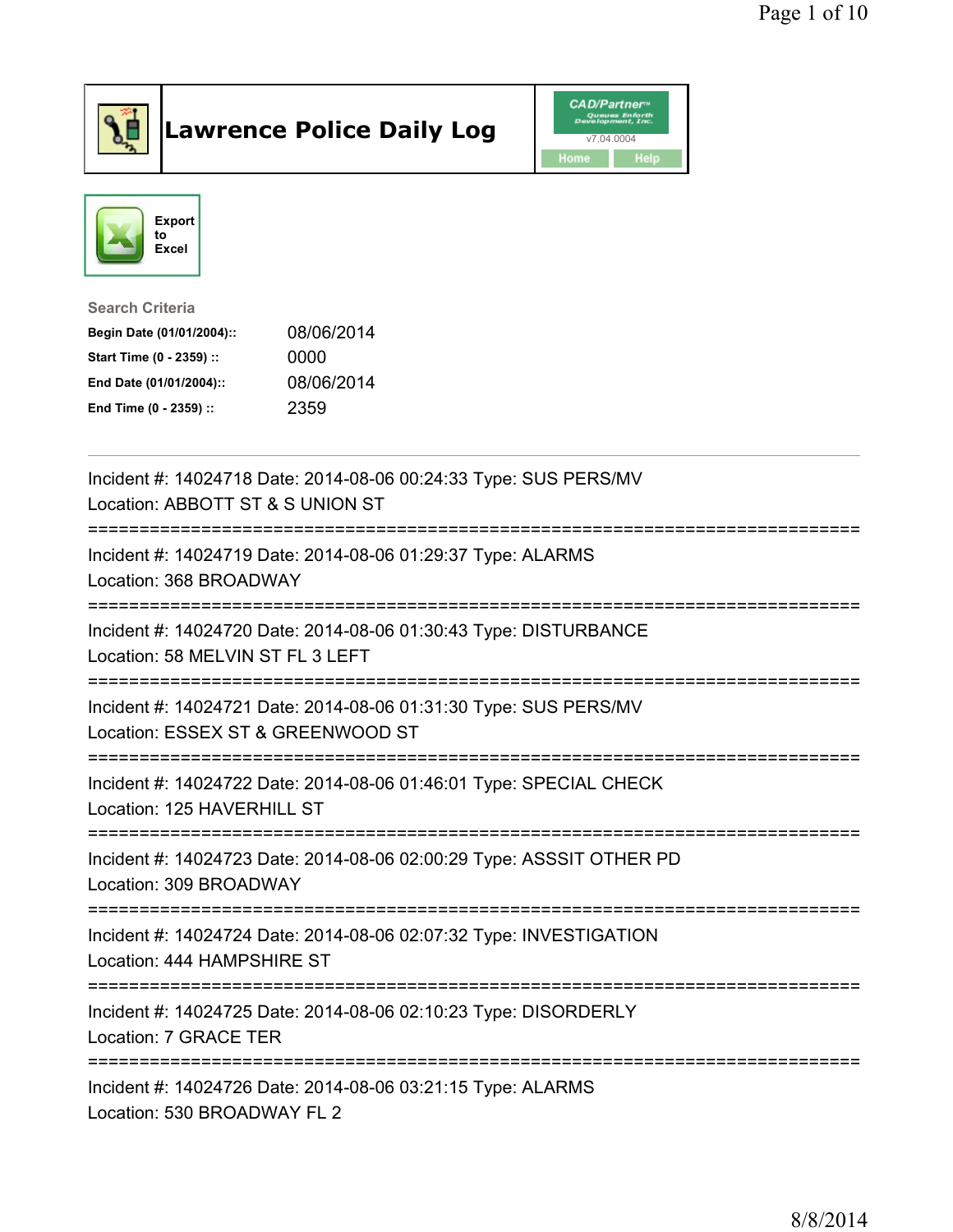# Lawrence Police Daily Log

CAD/Partner
v7.04.0004
Home Help

Export to Excel

**Search Criteria**

| | |
|---|---|
| **Begin Date (01/01/2004)::** | 08/06/2014 |
| **Start Time (0 - 2359) ::** | 0000 |
| **End Date (01/01/2004)::** | 08/06/2014 |
| **End Time (0 - 2359) ::** | 2359 |

---

Incident #: 14024718 Date: 2014-08-06 00:24:33 Type: SUS PERS/MV
Location: ABBOTT ST & S UNION ST

===========================================================================

Incident #: 14024719 Date: 2014-08-06 01:29:37 Type: ALARMS
Location: 368 BROADWAY

===========================================================================

Incident #: 14024720 Date: 2014-08-06 01:30:43 Type: DISTURBANCE
Location: 58 MELVIN ST FL 3 LEFT

===========================================================================

Incident #: 14024721 Date: 2014-08-06 01:31:30 Type: SUS PERS/MV
Location: ESSEX ST & GREENWOOD ST

===========================================================================

Incident #: 14024722 Date: 2014-08-06 01:46:01 Type: SPECIAL CHECK
Location: 125 HAVERHILL ST

===========================================================================

Incident #: 14024723 Date: 2014-08-06 02:00:29 Type: ASSSIT OTHER PD
Location: 309 BROADWAY

===========================================================================

Incident #: 14024724 Date: 2014-08-06 02:07:32 Type: INVESTIGATION
Location: 444 HAMPSHIRE ST

===========================================================================

Incident #: 14024725 Date: 2014-08-06 02:10:23 Type: DISORDERLY
Location: 7 GRACE TER

===========================================================================

Incident #: 14024726 Date: 2014-08-06 03:21:15 Type: ALARMS
Location: 530 BROADWAY FL 2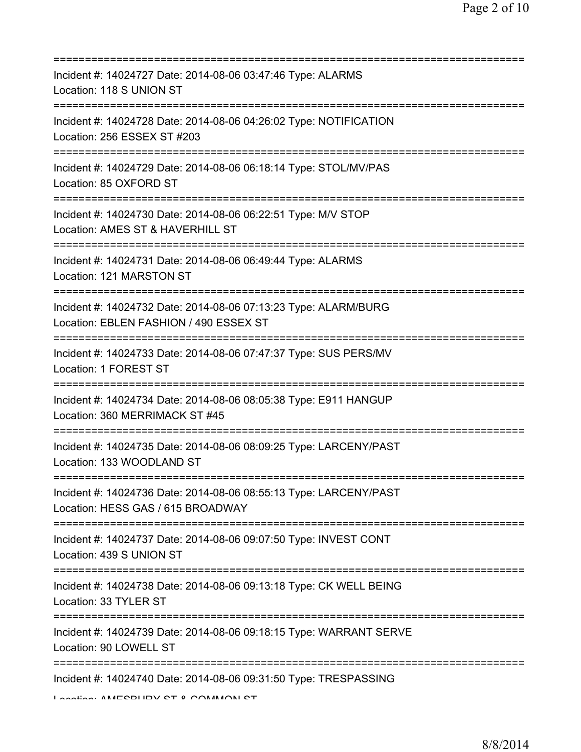===========================================================================
Incident #: 14024727 Date: 2014-08-06 03:47:46 Type: ALARMS
Location: 118 S UNION ST
===========================================================================
Incident #: 14024728 Date: 2014-08-06 04:26:02 Type: NOTIFICATION
Location: 256 ESSEX ST #203
===========================================================================
Incident #: 14024729 Date: 2014-08-06 06:18:14 Type: STOL/MV/PAS
Location: 85 OXFORD ST
===========================================================================
Incident #: 14024730 Date: 2014-08-06 06:22:51 Type: M/V STOP
Location: AMES ST & HAVERHILL ST
===========================================================================
Incident #: 14024731 Date: 2014-08-06 06:49:44 Type: ALARMS
Location: 121 MARSTON ST
===========================================================================
Incident #: 14024732 Date: 2014-08-06 07:13:23 Type: ALARM/BURG
Location: EBLEN FASHION / 490 ESSEX ST
===========================================================================
Incident #: 14024733 Date: 2014-08-06 07:47:37 Type: SUS PERS/MV
Location: 1 FOREST ST
===========================================================================
Incident #: 14024734 Date: 2014-08-06 08:05:38 Type: E911 HANGUP
Location: 360 MERRIMACK ST #45
===========================================================================
Incident #: 14024735 Date: 2014-08-06 08:09:25 Type: LARCENY/PAST
Location: 133 WOODLAND ST
===========================================================================
Incident #: 14024736 Date: 2014-08-06 08:55:13 Type: LARCENY/PAST
Location: HESS GAS / 615 BROADWAY
===========================================================================
Incident #: 14024737 Date: 2014-08-06 09:07:50 Type: INVEST CONT
Location: 439 S UNION ST
===========================================================================
Incident #: 14024738 Date: 2014-08-06 09:13:18 Type: CK WELL BEING
Location: 33 TYLER ST
===========================================================================
Incident #: 14024739 Date: 2014-08-06 09:18:15 Type: WARRANT SERVE
Location: 90 LOWELL ST
===========================================================================
Incident #: 14024740 Date: 2014-08-06 09:31:50 Type: TRESPASSING
Location: AMESBURY ST & COMMON ST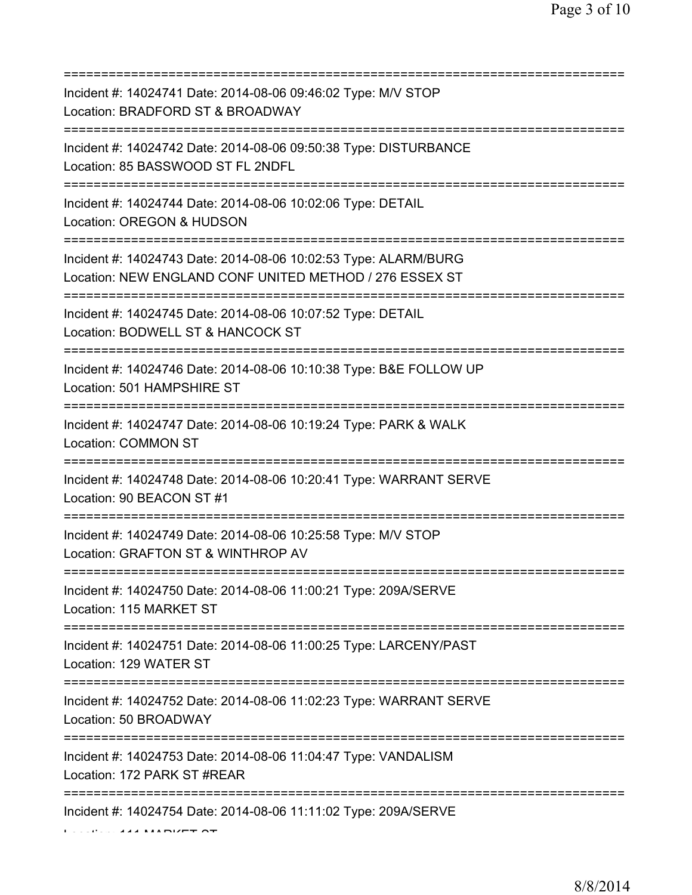===========================================================================

Incident #: 14024741 Date: 2014-08-06 09:46:02 Type: M/V STOP
Location: BRADFORD ST & BROADWAY

===========================================================================

Incident #: 14024742 Date: 2014-08-06 09:50:38 Type: DISTURBANCE
Location: 85 BASSWOOD ST FL 2NDFL

===========================================================================

Incident #: 14024744 Date: 2014-08-06 10:02:06 Type: DETAIL
Location: OREGON & HUDSON

===========================================================================

Incident #: 14024743 Date: 2014-08-06 10:02:53 Type: ALARM/BURG
Location: NEW ENGLAND CONF UNITED METHOD / 276 ESSEX ST

===========================================================================

Incident #: 14024745 Date: 2014-08-06 10:07:52 Type: DETAIL
Location: BODWELL ST & HANCOCK ST

===========================================================================

Incident #: 14024746 Date: 2014-08-06 10:10:38 Type: B&E FOLLOW UP
Location: 501 HAMPSHIRE ST

===========================================================================

Incident #: 14024747 Date: 2014-08-06 10:19:24 Type: PARK & WALK
Location: COMMON ST

===========================================================================

Incident #: 14024748 Date: 2014-08-06 10:20:41 Type: WARRANT SERVE
Location: 90 BEACON ST #1

===========================================================================

Incident #: 14024749 Date: 2014-08-06 10:25:58 Type: M/V STOP
Location: GRAFTON ST & WINTHROP AV

===========================================================================

Incident #: 14024750 Date: 2014-08-06 11:00:21 Type: 209A/SERVE
Location: 115 MARKET ST

===========================================================================

Incident #: 14024751 Date: 2014-08-06 11:00:25 Type: LARCENY/PAST
Location: 129 WATER ST

===========================================================================

Incident #: 14024752 Date: 2014-08-06 11:02:23 Type: WARRANT SERVE
Location: 50 BROADWAY

===========================================================================

Incident #: 14024753 Date: 2014-08-06 11:04:47 Type: VANDALISM
Location: 172 PARK ST #REAR

===========================================================================

Incident #: 14024754 Date: 2014-08-06 11:11:02 Type: 209A/SERVE
Location: 111 MARKET ST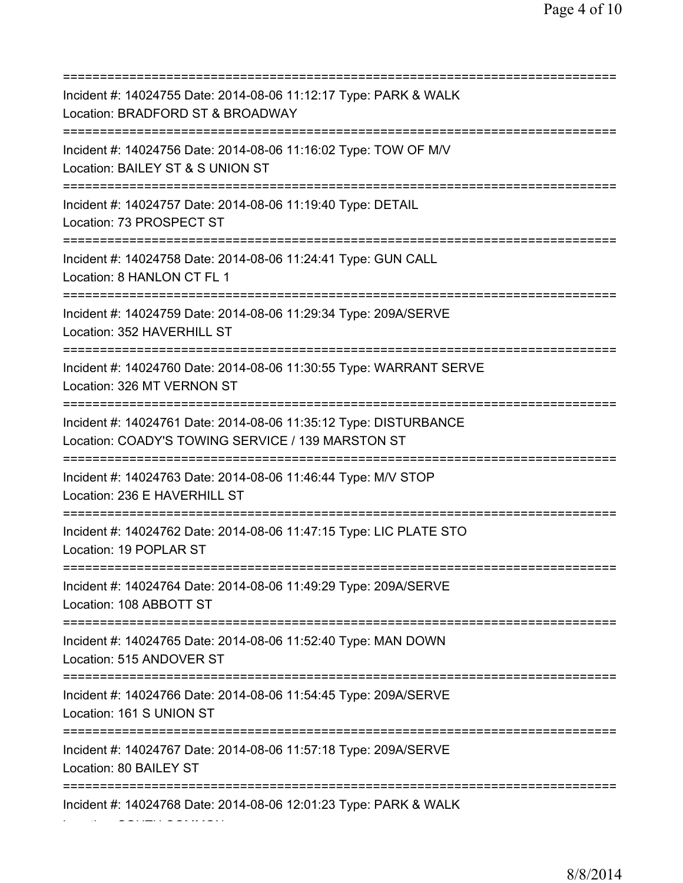===========================================================================
Incident #: 14024755 Date: 2014-08-06 11:12:17 Type: PARK & WALK
Location: BRADFORD ST & BROADWAY
===========================================================================
Incident #: 14024756 Date: 2014-08-06 11:16:02 Type: TOW OF M/V
Location: BAILEY ST & S UNION ST
===========================================================================
Incident #: 14024757 Date: 2014-08-06 11:19:40 Type: DETAIL
Location: 73 PROSPECT ST
===========================================================================
Incident #: 14024758 Date: 2014-08-06 11:24:41 Type: GUN CALL
Location: 8 HANLON CT FL 1
===========================================================================
Incident #: 14024759 Date: 2014-08-06 11:29:34 Type: 209A/SERVE
Location: 352 HAVERHILL ST
===========================================================================
Incident #: 14024760 Date: 2014-08-06 11:30:55 Type: WARRANT SERVE
Location: 326 MT VERNON ST
===========================================================================
Incident #: 14024761 Date: 2014-08-06 11:35:12 Type: DISTURBANCE
Location: COADY'S TOWING SERVICE / 139 MARSTON ST
===========================================================================
Incident #: 14024763 Date: 2014-08-06 11:46:44 Type: M/V STOP
Location: 236 E HAVERHILL ST
===========================================================================
Incident #: 14024762 Date: 2014-08-06 11:47:15 Type: LIC PLATE STO
Location: 19 POPLAR ST
===========================================================================
Incident #: 14024764 Date: 2014-08-06 11:49:29 Type: 209A/SERVE
Location: 108 ABBOTT ST
===========================================================================
Incident #: 14024765 Date: 2014-08-06 11:52:40 Type: MAN DOWN
Location: 515 ANDOVER ST
===========================================================================
Incident #: 14024766 Date: 2014-08-06 11:54:45 Type: 209A/SERVE
Location: 161 S UNION ST
===========================================================================
Incident #: 14024767 Date: 2014-08-06 11:57:18 Type: 209A/SERVE
Location: 80 BAILEY ST
===========================================================================
Incident #: 14024768 Date: 2014-08-06 12:01:23 Type: PARK & WALK
Location: SOUTH COMMON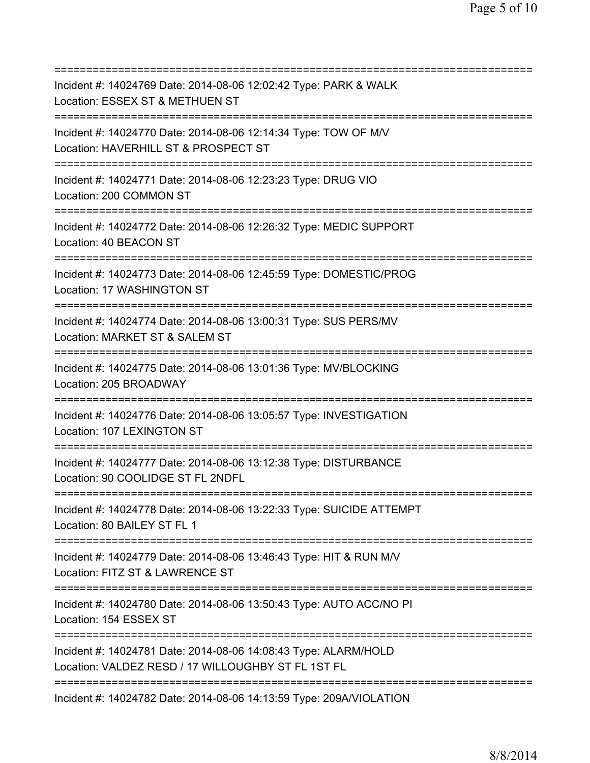===========================================================================
Incident #: 14024769 Date: 2014-08-06 12:02:42 Type: PARK & WALK
Location: ESSEX ST & METHUEN ST
===========================================================================
Incident #: 14024770 Date: 2014-08-06 12:14:34 Type: TOW OF M/V
Location: HAVERHILL ST & PROSPECT ST
===========================================================================
Incident #: 14024771 Date: 2014-08-06 12:23:23 Type: DRUG VIO
Location: 200 COMMON ST
===========================================================================
Incident #: 14024772 Date: 2014-08-06 12:26:32 Type: MEDIC SUPPORT
Location: 40 BEACON ST
===========================================================================
Incident #: 14024773 Date: 2014-08-06 12:45:59 Type: DOMESTIC/PROG
Location: 17 WASHINGTON ST
===========================================================================
Incident #: 14024774 Date: 2014-08-06 13:00:31 Type: SUS PERS/MV
Location: MARKET ST & SALEM ST
===========================================================================
Incident #: 14024775 Date: 2014-08-06 13:01:36 Type: MV/BLOCKING
Location: 205 BROADWAY
===========================================================================
Incident #: 14024776 Date: 2014-08-06 13:05:57 Type: INVESTIGATION
Location: 107 LEXINGTON ST
===========================================================================
Incident #: 14024777 Date: 2014-08-06 13:12:38 Type: DISTURBANCE
Location: 90 COOLIDGE ST FL 2NDFL
===========================================================================
Incident #: 14024778 Date: 2014-08-06 13:22:33 Type: SUICIDE ATTEMPT
Location: 80 BAILEY ST FL 1
===========================================================================
Incident #: 14024779 Date: 2014-08-06 13:46:43 Type: HIT & RUN M/V
Location: FITZ ST & LAWRENCE ST
===========================================================================
Incident #: 14024780 Date: 2014-08-06 13:50:43 Type: AUTO ACC/NO PI
Location: 154 ESSEX ST
===========================================================================
Incident #: 14024781 Date: 2014-08-06 14:08:43 Type: ALARM/HOLD
Location: VALDEZ RESD / 17 WILLOUGHBY ST FL 1ST FL
===========================================================================
Incident #: 14024782 Date: 2014-08-06 14:13:59 Type: 209A/VIOLATION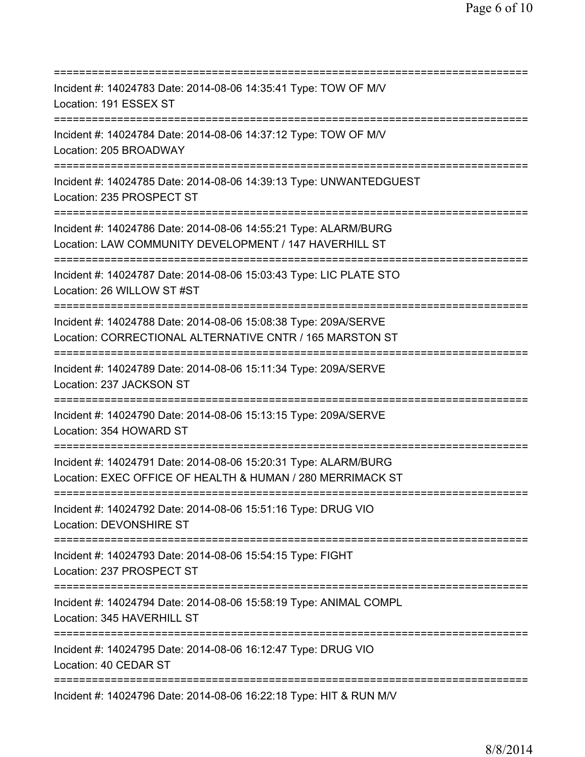===========================================================================
Incident #: 14024783 Date: 2014-08-06 14:35:41 Type: TOW OF M/V
Location: 191 ESSEX ST
===========================================================================
Incident #: 14024784 Date: 2014-08-06 14:37:12 Type: TOW OF M/V
Location: 205 BROADWAY
===========================================================================
Incident #: 14024785 Date: 2014-08-06 14:39:13 Type: UNWANTEDGUEST
Location: 235 PROSPECT ST
===========================================================================
Incident #: 14024786 Date: 2014-08-06 14:55:21 Type: ALARM/BURG
Location: LAW COMMUNITY DEVELOPMENT / 147 HAVERHILL ST
===========================================================================
Incident #: 14024787 Date: 2014-08-06 15:03:43 Type: LIC PLATE STO
Location: 26 WILLOW ST #ST
===========================================================================
Incident #: 14024788 Date: 2014-08-06 15:08:38 Type: 209A/SERVE
Location: CORRECTIONAL ALTERNATIVE CNTR / 165 MARSTON ST
===========================================================================
Incident #: 14024789 Date: 2014-08-06 15:11:34 Type: 209A/SERVE
Location: 237 JACKSON ST
===========================================================================
Incident #: 14024790 Date: 2014-08-06 15:13:15 Type: 209A/SERVE
Location: 354 HOWARD ST
===========================================================================
Incident #: 14024791 Date: 2014-08-06 15:20:31 Type: ALARM/BURG
Location: EXEC OFFICE OF HEALTH & HUMAN / 280 MERRIMACK ST
===========================================================================
Incident #: 14024792 Date: 2014-08-06 15:51:16 Type: DRUG VIO
Location: DEVONSHIRE ST
===========================================================================
Incident #: 14024793 Date: 2014-08-06 15:54:15 Type: FIGHT
Location: 237 PROSPECT ST
===========================================================================
Incident #: 14024794 Date: 2014-08-06 15:58:19 Type: ANIMAL COMPL
Location: 345 HAVERHILL ST
===========================================================================
Incident #: 14024795 Date: 2014-08-06 16:12:47 Type: DRUG VIO
Location: 40 CEDAR ST
===========================================================================
Incident #: 14024796 Date: 2014-08-06 16:22:18 Type: HIT & RUN M/V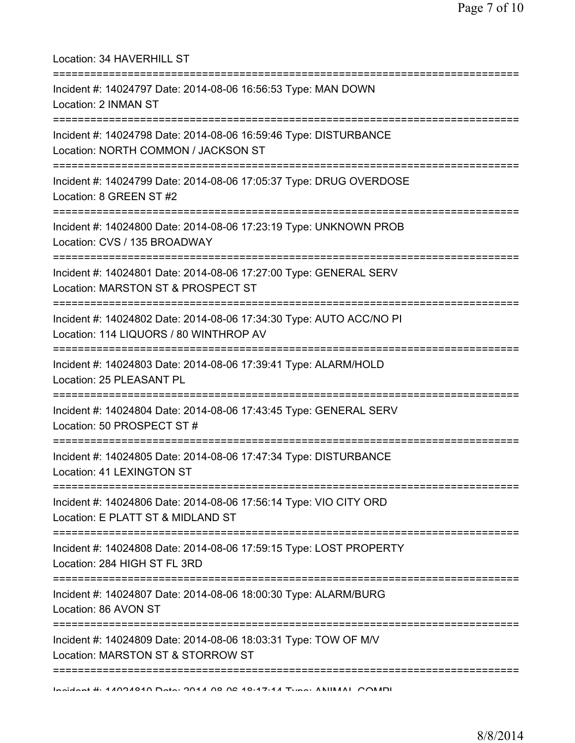Location: 34 HAVERHILL ST

===========================================================================

Incident #: 14024797 Date: 2014-08-06 16:56:53 Type: MAN DOWN

Location: 2 INMAN ST

===========================================================================

Incident #: 14024798 Date: 2014-08-06 16:59:46 Type: DISTURBANCE

Location: NORTH COMMON / JACKSON ST

===========================================================================

Incident #: 14024799 Date: 2014-08-06 17:05:37 Type: DRUG OVERDOSE

Location: 8 GREEN ST #2

===========================================================================

Incident #: 14024800 Date: 2014-08-06 17:23:19 Type: UNKNOWN PROB

Location: CVS / 135 BROADWAY

===========================================================================

Incident #: 14024801 Date: 2014-08-06 17:27:00 Type: GENERAL SERV

Location: MARSTON ST & PROSPECT ST

===========================================================================

Incident #: 14024802 Date: 2014-08-06 17:34:30 Type: AUTO ACC/NO PI

Location: 114 LIQUORS / 80 WINTHROP AV

===========================================================================

Incident #: 14024803 Date: 2014-08-06 17:39:41 Type: ALARM/HOLD

Location: 25 PLEASANT PL

===========================================================================

Incident #: 14024804 Date: 2014-08-06 17:43:45 Type: GENERAL SERV

Location: 50 PROSPECT ST #

===========================================================================

Incident #: 14024805 Date: 2014-08-06 17:47:34 Type: DISTURBANCE

Location: 41 LEXINGTON ST

===========================================================================

Incident #: 14024806 Date: 2014-08-06 17:56:14 Type: VIO CITY ORD

Location: E PLATT ST & MIDLAND ST

===========================================================================

Incident #: 14024808 Date: 2014-08-06 17:59:15 Type: LOST PROPERTY

Location: 284 HIGH ST FL 3RD

===========================================================================

Incident #: 14024807 Date: 2014-08-06 18:00:30 Type: ALARM/BURG

Location: 86 AVON ST

===========================================================================

Incident #: 14024809 Date: 2014-08-06 18:03:31 Type: TOW OF M/V

Location: MARSTON ST & STORROW ST

===========================================================================

Incident #: 14024810 Date: 2014-08-06 18:17:14 Type: ANIMAL COMPL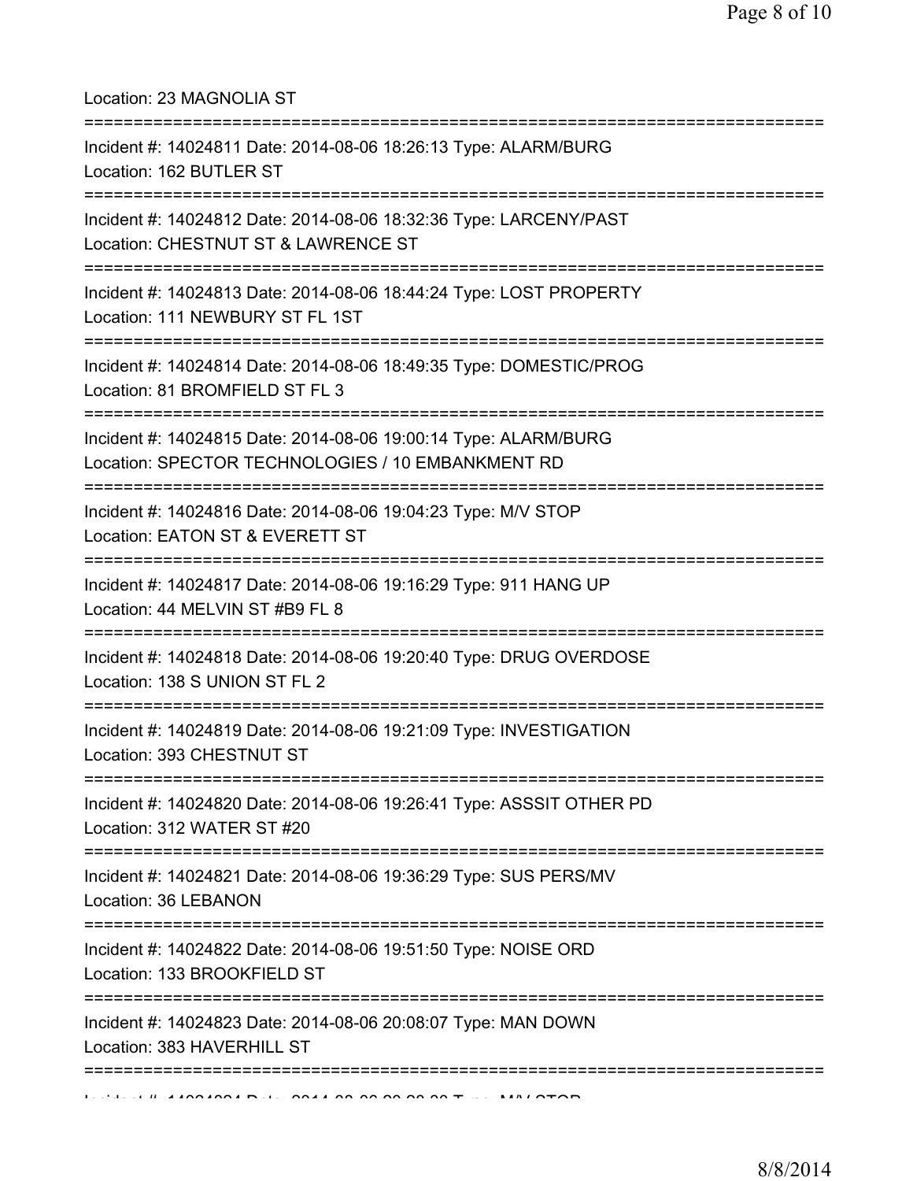Location: 23 MAGNOLIA ST

===========================================================================

Incident #: 14024811 Date: 2014-08-06 18:26:13 Type: ALARM/BURG
Location: 162 BUTLER ST

===========================================================================

Incident #: 14024812 Date: 2014-08-06 18:32:36 Type: LARCENY/PAST
Location: CHESTNUT ST & LAWRENCE ST

===========================================================================

Incident #: 14024813 Date: 2014-08-06 18:44:24 Type: LOST PROPERTY
Location: 111 NEWBURY ST FL 1ST

===========================================================================

Incident #: 14024814 Date: 2014-08-06 18:49:35 Type: DOMESTIC/PROG
Location: 81 BROMFIELD ST FL 3

===========================================================================

Incident #: 14024815 Date: 2014-08-06 19:00:14 Type: ALARM/BURG
Location: SPECTOR TECHNOLOGIES / 10 EMBANKMENT RD

===========================================================================

Incident #: 14024816 Date: 2014-08-06 19:04:23 Type: M/V STOP
Location: EATON ST & EVERETT ST

===========================================================================

Incident #: 14024817 Date: 2014-08-06 19:16:29 Type: 911 HANG UP
Location: 44 MELVIN ST #B9 FL 8

===========================================================================

Incident #: 14024818 Date: 2014-08-06 19:20:40 Type: DRUG OVERDOSE
Location: 138 S UNION ST FL 2

===========================================================================

Incident #: 14024819 Date: 2014-08-06 19:21:09 Type: INVESTIGATION
Location: 393 CHESTNUT ST

===========================================================================

Incident #: 14024820 Date: 2014-08-06 19:26:41 Type: ASSSIT OTHER PD
Location: 312 WATER ST #20

===========================================================================

Incident #: 14024821 Date: 2014-08-06 19:36:29 Type: SUS PERS/MV
Location: 36 LEBANON

===========================================================================

Incident #: 14024822 Date: 2014-08-06 19:51:50 Type: NOISE ORD
Location: 133 BROOKFIELD ST

===========================================================================

Incident #: 14024823 Date: 2014-08-06 20:08:07 Type: MAN DOWN
Location: 383 HAVERHILL ST

===========================================================================

Incident #: 14024824 Date: 2014-08-06 20:28:30 Type: M/V STOP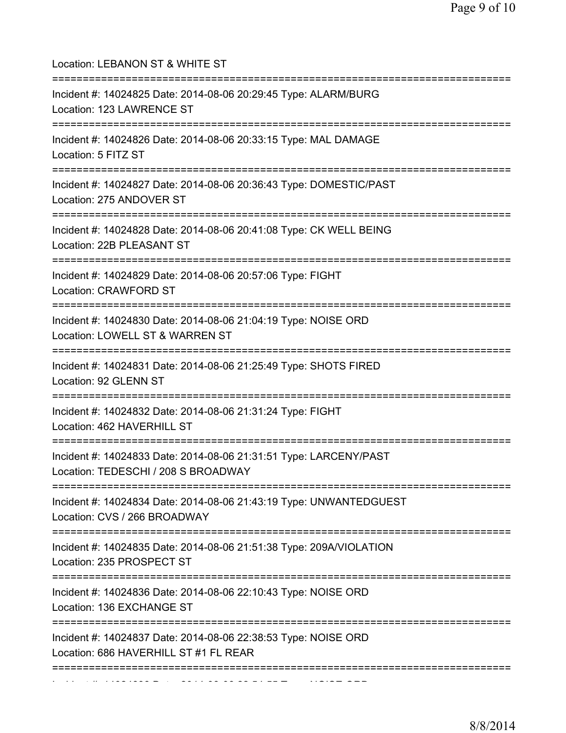Location: LEBANON ST & WHITE ST

===========================================================================

Incident #: 14024825 Date: 2014-08-06 20:29:45 Type: ALARM/BURG
Location: 123 LAWRENCE ST

===========================================================================

Incident #: 14024826 Date: 2014-08-06 20:33:15 Type: MAL DAMAGE
Location: 5 FITZ ST

===========================================================================

Incident #: 14024827 Date: 2014-08-06 20:36:43 Type: DOMESTIC/PAST
Location: 275 ANDOVER ST

===========================================================================

Incident #: 14024828 Date: 2014-08-06 20:41:08 Type: CK WELL BEING
Location: 22B PLEASANT ST

===========================================================================

Incident #: 14024829 Date: 2014-08-06 20:57:06 Type: FIGHT
Location: CRAWFORD ST

===========================================================================

Incident #: 14024830 Date: 2014-08-06 21:04:19 Type: NOISE ORD
Location: LOWELL ST & WARREN ST

===========================================================================

Incident #: 14024831 Date: 2014-08-06 21:25:49 Type: SHOTS FIRED
Location: 92 GLENN ST

===========================================================================

Incident #: 14024832 Date: 2014-08-06 21:31:24 Type: FIGHT
Location: 462 HAVERHILL ST

===========================================================================

Incident #: 14024833 Date: 2014-08-06 21:31:51 Type: LARCENY/PAST
Location: TEDESCHI / 208 S BROADWAY

===========================================================================

Incident #: 14024834 Date: 2014-08-06 21:43:19 Type: UNWANTEDGUEST
Location: CVS / 266 BROADWAY

===========================================================================

Incident #: 14024835 Date: 2014-08-06 21:51:38 Type: 209A/VIOLATION
Location: 235 PROSPECT ST

===========================================================================

Incident #: 14024836 Date: 2014-08-06 22:10:43 Type: NOISE ORD
Location: 136 EXCHANGE ST

===========================================================================

Incident #: 14024837 Date: 2014-08-06 22:38:53 Type: NOISE ORD
Location: 686 HAVERHILL ST #1 FL REAR

===========================================================================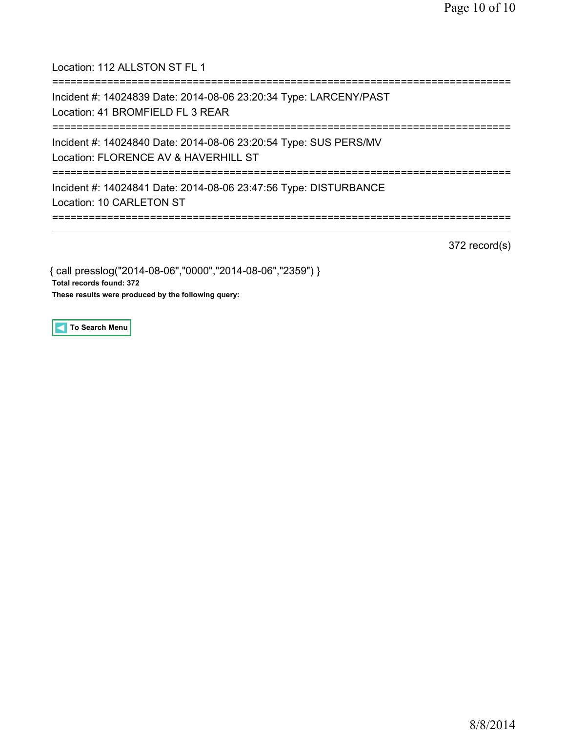Location: 112 ALLSTON ST FL 1

===========================================================================

Incident #: 14024839 Date: 2014-08-06 23:20:34 Type: LARCENY/PAST

Location: 41 BROMFIELD FL 3 REAR

===========================================================================

Incident #: 14024840 Date: 2014-08-06 23:20:54 Type: SUS PERS/MV

Location: FLORENCE AV & HAVERHILL ST

===========================================================================

Incident #: 14024841 Date: 2014-08-06 23:47:56 Type: DISTURBANCE

Location: 10 CARLETON ST

===========================================================================

372 record(s)

{ call presslog("2014-08-06","0000","2014-08-06","2359") }

**Total records found: 372**

**These results were produced by the following query:**

**To Search Menu**